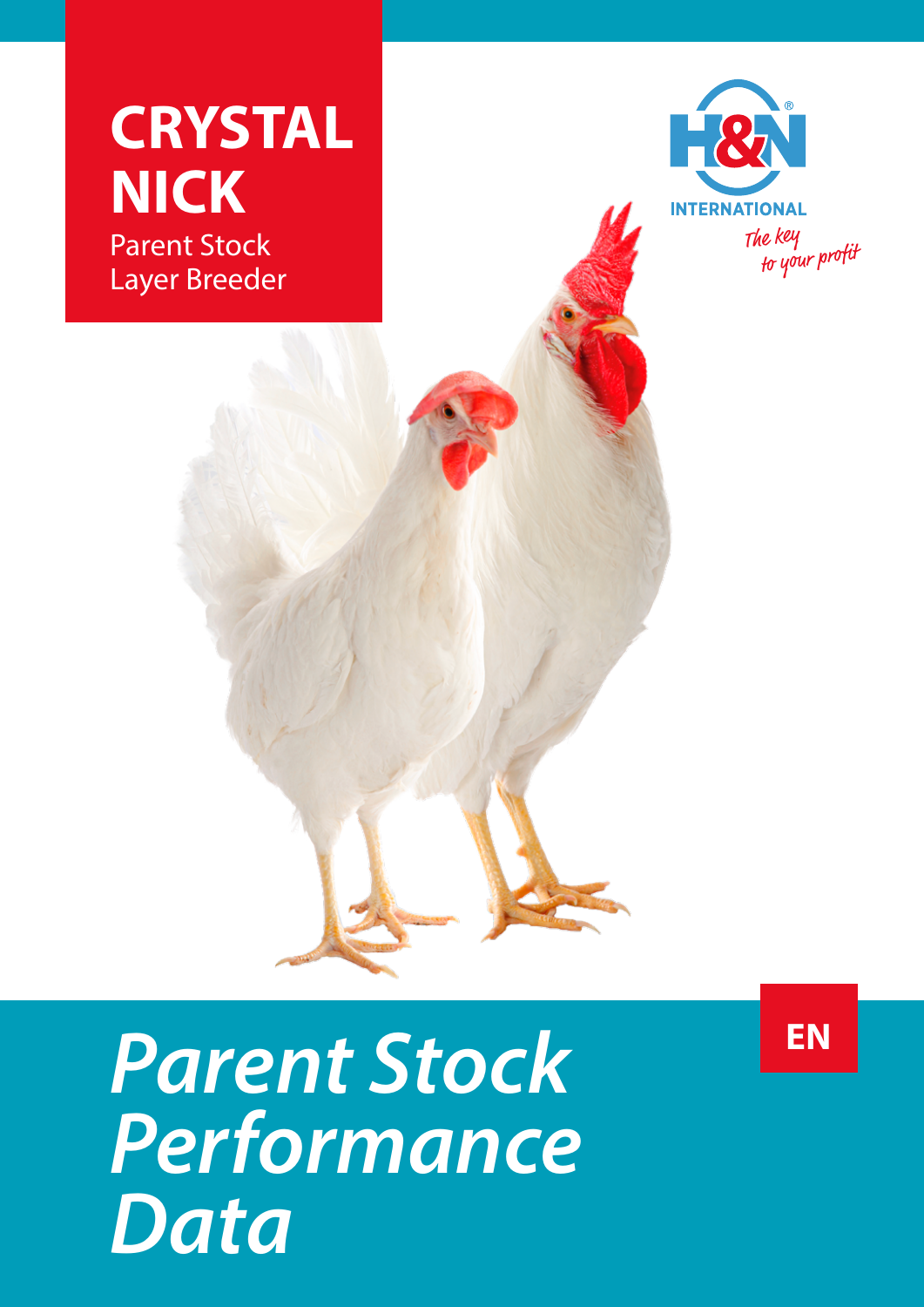# CRYSTAL NICK

Parent Stock
Layer Breeder

H&N INTERNATIONAL

*The key to your profit*

# *Parent Stock Performance Data*

EN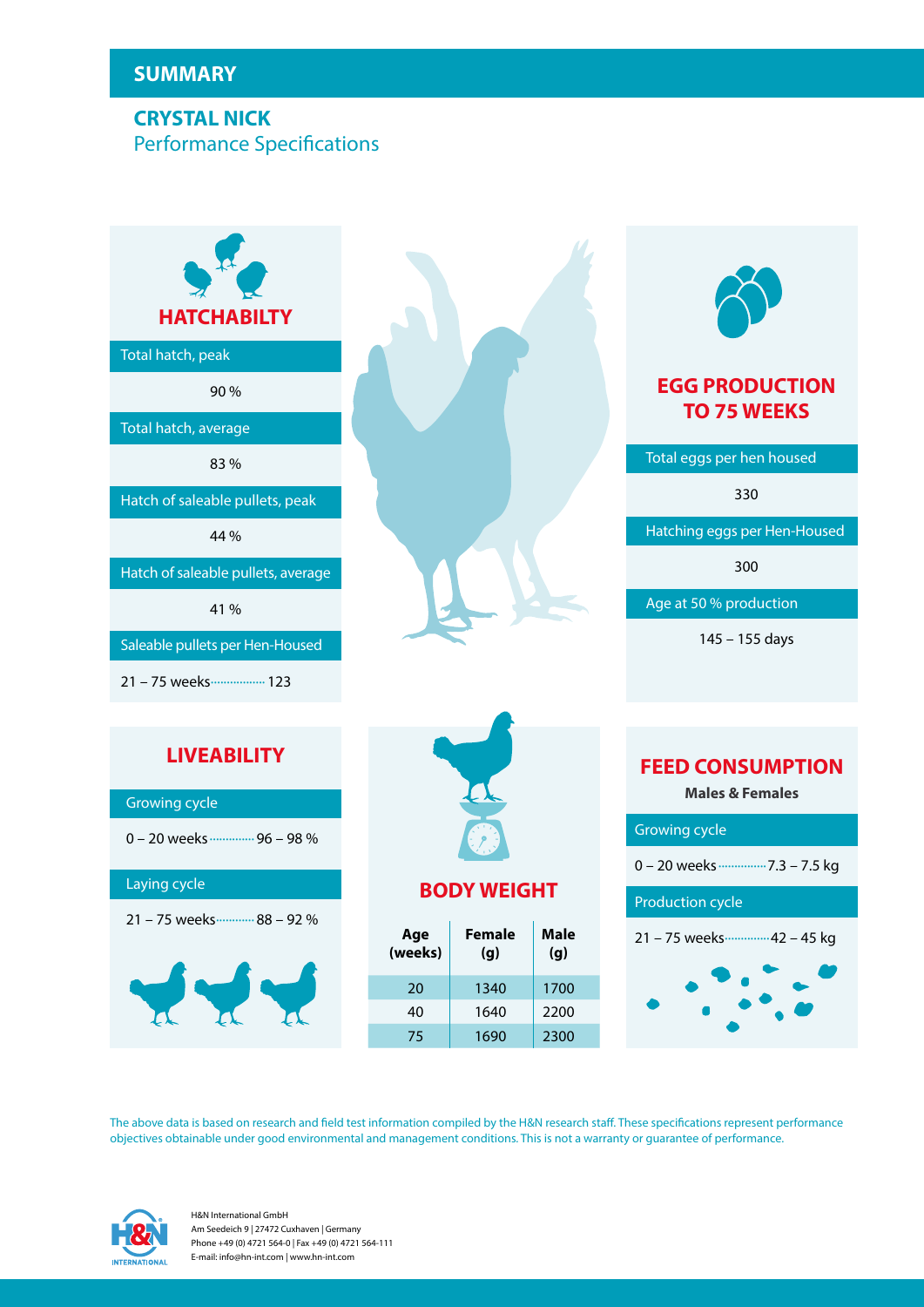# SUMMARY

## CRYSTAL NICK
Performance Specifications

### HATCHABILTY

**Total hatch, peak**

90 %

**Total hatch, average**

83 %

**Hatch of saleable pullets, peak**

44 %

**Hatch of saleable pullets, average**

41 %

**Saleable pullets per Hen-Housed**

21 – 75 weeks ................ 123

### EGG PRODUCTION TO 75 WEEKS

**Total eggs per hen housed**

330

**Hatching eggs per Hen-Housed**

300

**Age at 50 % production**

145 – 155 days

### LIVEABILITY

**Growing cycle**

0 – 20 weeks ............. 96 – 98 %

**Laying cycle**

21 – 75 weeks ........... 88 – 92 %

### BODY WEIGHT

| Age (weeks) | Female (g) | Male (g) |
|---|---|---|
| 20 | 1340 | 1700 |
| 40 | 1640 | 2200 |
| 75 | 1690 | 2300 |

### FEED CONSUMPTION

**Males & Females**

**Growing cycle**

0 – 20 weeks .............. 7.3 – 7.5 kg

**Production cycle**

21 – 75 weeks ............. 42 – 45 kg

The above data is based on research and field test information compiled by the H&N research staff. These specifications represent performance objectives obtainable under good environmental and management conditions. This is not a warranty or guarantee of performance.

H&N International GmbH
Am Seedeich 9 | 27472 Cuxhaven | Germany
Phone +49 (0) 4721 564-0 | Fax +49 (0) 4721 564-111
E-mail: info@hn-int.com | www.hn-int.com